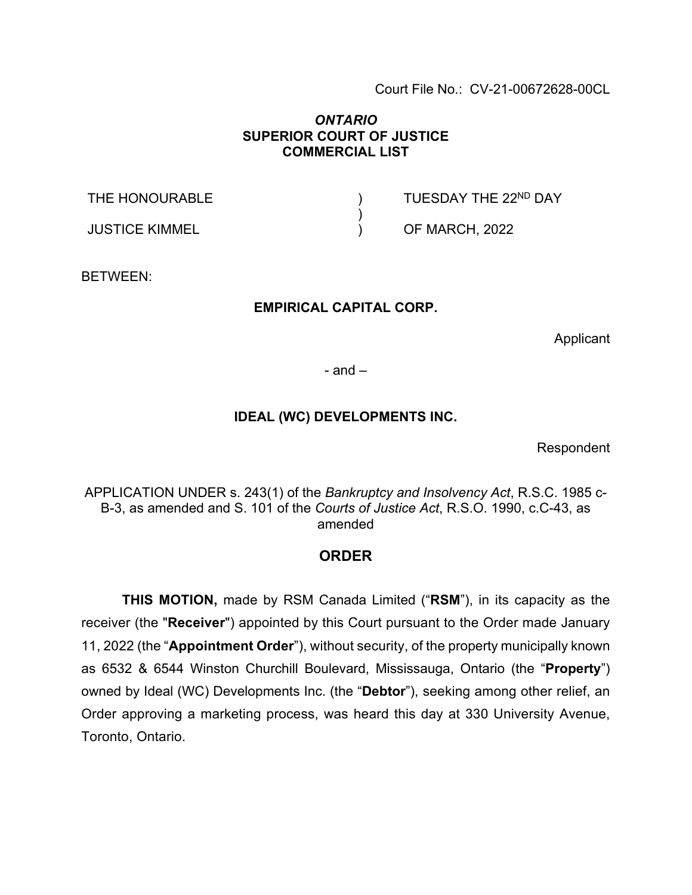Court File No.: CV-21-00672628-00CL

***ONTARIO***
**SUPERIOR COURT OF JUSTICE**
**COMMERCIAL LIST**

| | | |
|---|---|---|
| THE HONOURABLE | ) | TUESDAY THE 22ND DAY |
| | ) | |
| JUSTICE KIMMEL | ) | OF MARCH, 2022 |

BETWEEN:

**EMPIRICAL CAPITAL CORP.**

Applicant

- and –

**IDEAL (WC) DEVELOPMENTS INC.**

Respondent

APPLICATION UNDER s. 243(1) of the *Bankruptcy and Insolvency Act*, R.S.C. 1985 c-B-3, as amended and S. 101 of the *Courts of Justice Act*, R.S.O. 1990, c.C-43, as amended

## ORDER

**THIS MOTION,** made by RSM Canada Limited ("**RSM**"), in its capacity as the receiver (the "**Receiver**") appointed by this Court pursuant to the Order made January 11, 2022 (the "**Appointment Order**"), without security, of the property municipally known as 6532 & 6544 Winston Churchill Boulevard, Mississauga, Ontario (the "**Property**") owned by Ideal (WC) Developments Inc. (the "**Debtor**"), seeking among other relief, an Order approving a marketing process, was heard this day at 330 University Avenue, Toronto, Ontario.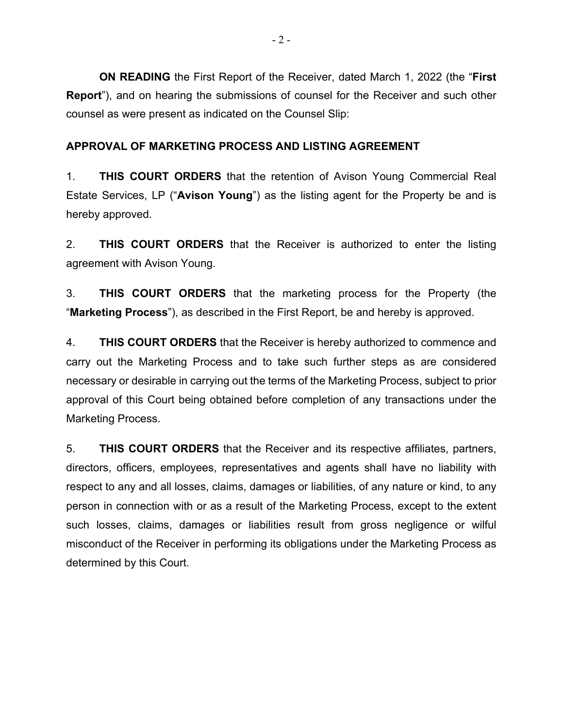**ON READING** the First Report of the Receiver, dated March 1, 2022 (the "**First Report**"), and on hearing the submissions of counsel for the Receiver and such other counsel as were present as indicated on the Counsel Slip:

## APPROVAL OF MARKETING PROCESS AND LISTING AGREEMENT

1. **THIS COURT ORDERS** that the retention of Avison Young Commercial Real Estate Services, LP ("**Avison Young**") as the listing agent for the Property be and is hereby approved.

2. **THIS COURT ORDERS** that the Receiver is authorized to enter the listing agreement with Avison Young.

3. **THIS COURT ORDERS** that the marketing process for the Property (the "**Marketing Process**"), as described in the First Report, be and hereby is approved.

4. **THIS COURT ORDERS** that the Receiver is hereby authorized to commence and carry out the Marketing Process and to take such further steps as are considered necessary or desirable in carrying out the terms of the Marketing Process, subject to prior approval of this Court being obtained before completion of any transactions under the Marketing Process.

5. **THIS COURT ORDERS** that the Receiver and its respective affiliates, partners, directors, officers, employees, representatives and agents shall have no liability with respect to any and all losses, claims, damages or liabilities, of any nature or kind, to any person in connection with or as a result of the Marketing Process, except to the extent such losses, claims, damages or liabilities result from gross negligence or wilful misconduct of the Receiver in performing its obligations under the Marketing Process as determined by this Court.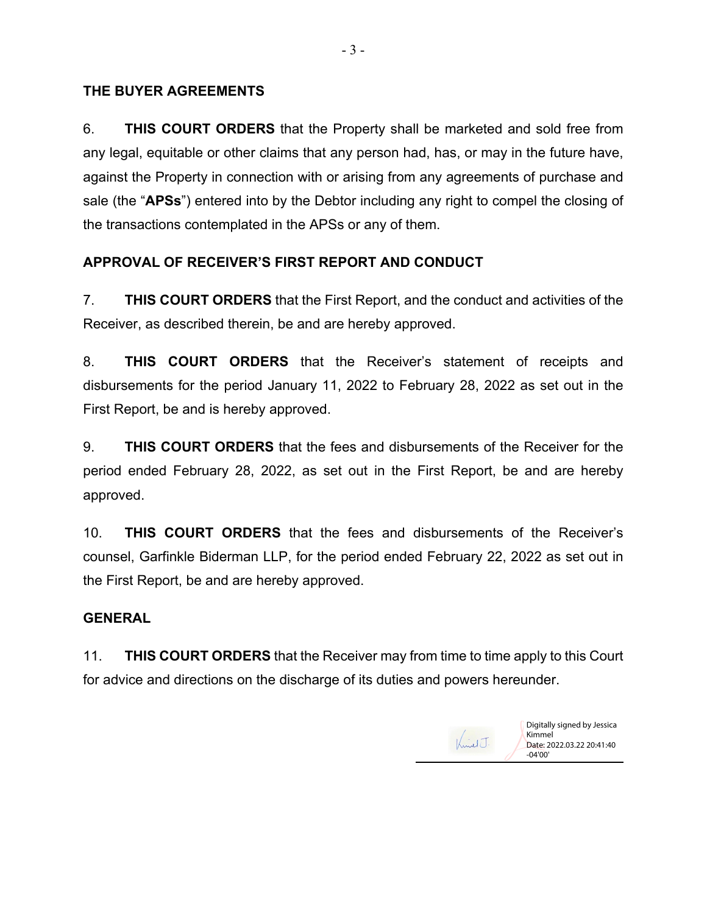## THE BUYER AGREEMENTS

6. **THIS COURT ORDERS** that the Property shall be marketed and sold free from any legal, equitable or other claims that any person had, has, or may in the future have, against the Property in connection with or arising from any agreements of purchase and sale (the "**APSs**") entered into by the Debtor including any right to compel the closing of the transactions contemplated in the APSs or any of them.

## APPROVAL OF RECEIVER'S FIRST REPORT AND CONDUCT

7. **THIS COURT ORDERS** that the First Report, and the conduct and activities of the Receiver, as described therein, be and are hereby approved.

8. **THIS COURT ORDERS** that the Receiver's statement of receipts and disbursements for the period January 11, 2022 to February 28, 2022 as set out in the First Report, be and is hereby approved.

9. **THIS COURT ORDERS** that the fees and disbursements of the Receiver for the period ended February 28, 2022, as set out in the First Report, be and are hereby approved.

10. **THIS COURT ORDERS** that the fees and disbursements of the Receiver's counsel, Garfinkle Biderman LLP, for the period ended February 22, 2022 as set out in the First Report, be and are hereby approved.

## GENERAL

11. **THIS COURT ORDERS** that the Receiver may from time to time apply to this Court for advice and directions on the discharge of its duties and powers hereunder.

Kimmel J.

Digitally signed by Jessica Kimmel
Date: 2022.03.22 20:41:40 -04'00'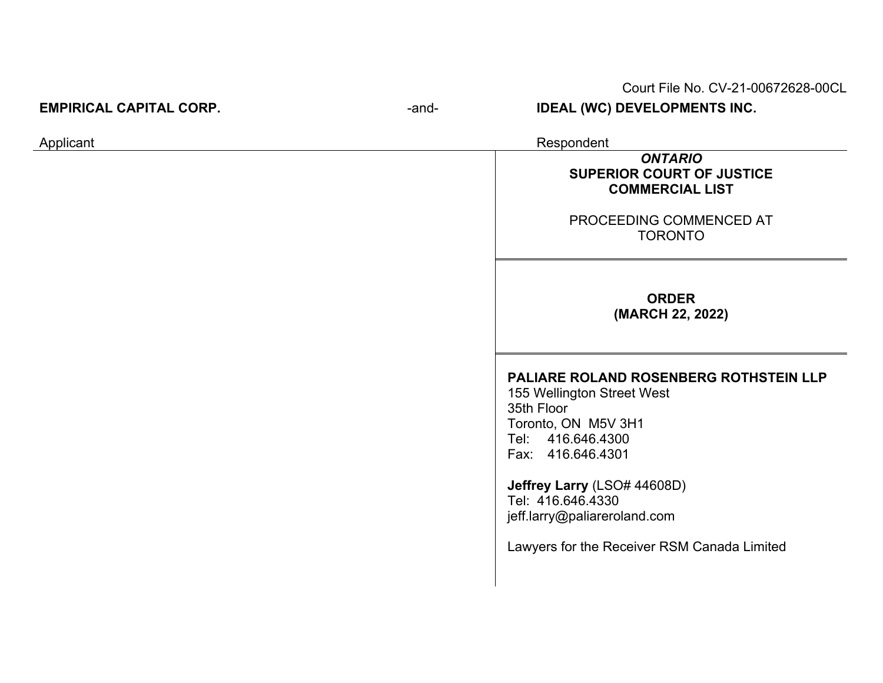Court File No. CV-21-00672628-00CL

**EMPIRICAL CAPITAL CORP.** -and- **IDEAL (WC) DEVELOPMENTS INC.**

Applicant Respondent

***ONTARIO***
**SUPERIOR COURT OF JUSTICE**
**COMMERCIAL LIST**

PROCEEDING COMMENCED AT
TORONTO

**ORDER**
**(MARCH 22, 2022)**

**PALIARE ROLAND ROSENBERG ROTHSTEIN LLP**
155 Wellington Street West
35th Floor
Toronto, ON M5V 3H1
Tel: 416.646.4300
Fax: 416.646.4301

**Jeffrey Larry** (LSO# 44608D)
Tel: 416.646.4330
jeff.larry@paliareroland.com

Lawyers for the Receiver RSM Canada Limited